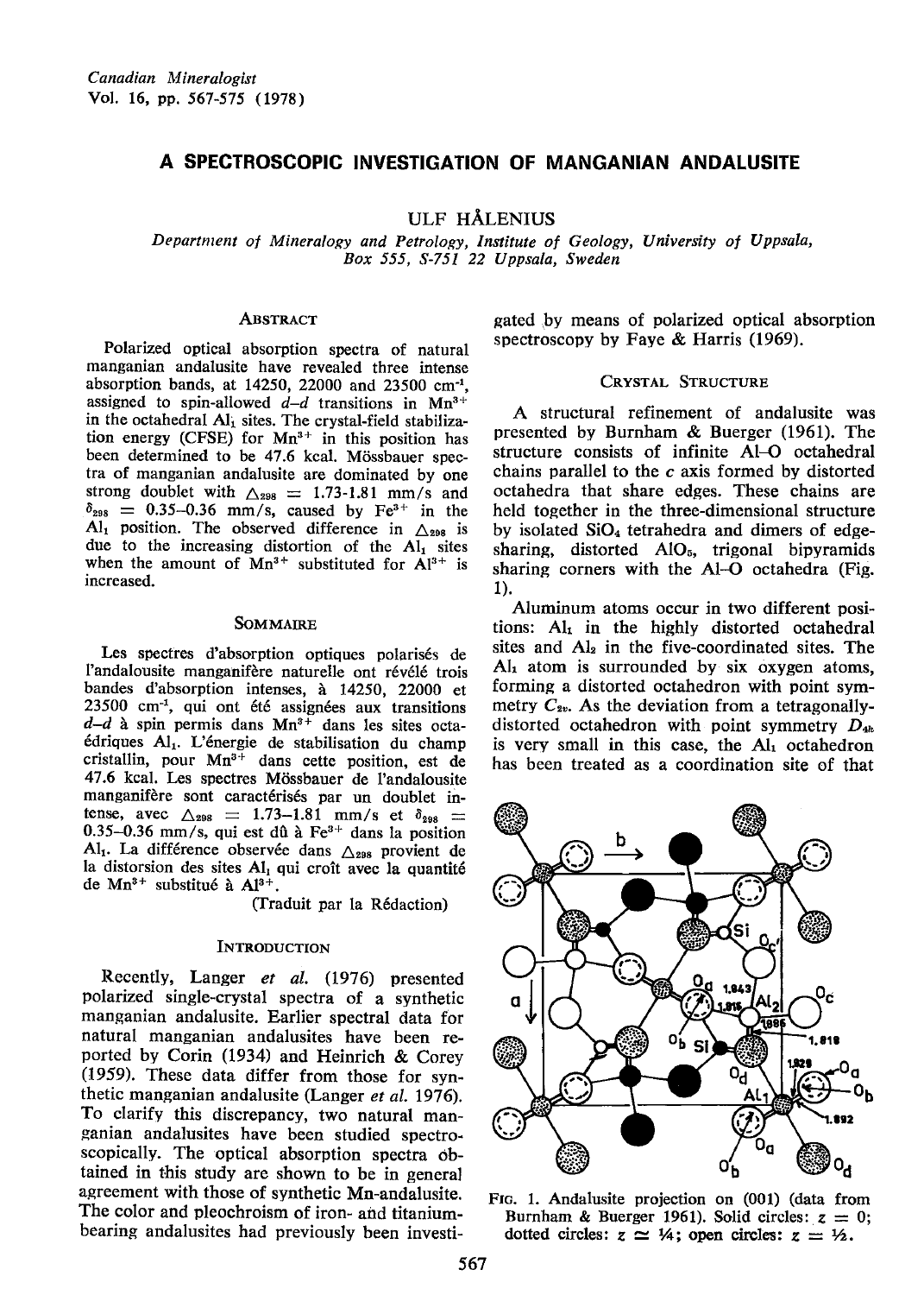# A SPECTROSCOPIC INVESTIGATION OF MANGANIAN ANDALUSITE

ULF HÅLENIUS

*Department of Mineralogy and Petrology, Institute of Geology, University of Uppsala, Box 555, S-751 22 Uppsala, Sweden*

## Abstract

Polarized optical absorption spectra of natural manganian andalusite have revealed three intense absorption bands, at 14250, 22000 and 23500 $cm^{-1}$, assigned to spin-allowed *d–d* transitions in $Mn^{3+}$ in the octahedral $Al_1$ sites. The crystal-field stabilization energy (CFSE) for $Mn^{3+}$ in this position has been determined to be 47.6 kcal. Mössbauer spectra of manganian andalusite are dominated by one strong doublet with $\Delta_{298}$ = 1.73-1.81 mm/s and $\delta_{298}$ = 0.35–0.36 mm/s, caused by $Fe^{3+}$ in the $Al_1$ position. The observed difference in $\Delta_{298}$ is due to the increasing distortion of the $Al_1$ sites when the amount of $Mn^{3+}$ substituted for $Al^{3+}$ is increased.

## Sommaire

Les spectres d'absorption optiques polarisés de l'andalousite manganifère naturelle ont révélé trois bandes d'absorption intenses, à 14250, 22000 et 23500 $cm^{-1}$, qui ont été assignées aux transitions *d–d* à spin permis dans $Mn^{3+}$ dans les sites octaédriques $Al_1$. L'énergie de stabilisation du champ cristallin, pour $Mn^{3+}$ dans cette position, est de 47.6 kcal. Les spectres Mössbauer de l'andalousite manganifère sont caractérisés par un doublet intense, avec $\Delta_{298}$ = 1.73–1.81 mm/s et $\delta_{298}$ = 0.35–0.36 mm/s, qui est dû à $Fe^{3+}$ dans la position $Al_1$. La différence observée dans $\Delta_{298}$ provient de la distorsion des sites $Al_1$ qui croît avec la quantité de $Mn^{3+}$ substitué à $Al^{3+}$.

(Traduit par la Rédaction)

## Introduction

Recently, Langer *et al.* (1976) presented polarized single-crystal spectra of a synthetic manganian andalusite. Earlier spectral data for natural manganian andalusites have been reported by Corin (1934) and Heinrich & Corey (1959). These data differ from those for synthetic manganian andalusite (Langer *et al.* 1976). To clarify this discrepancy, two natural manganian andalusites have been studied spectroscopically. The optical absorption spectra obtained in this study are shown to be in general agreement with those of synthetic Mn-andalusite. The color and pleochroism of iron- and titanium-bearing andalusites had previously been investigated by means of polarized optical absorption spectroscopy by Faye & Harris (1969).

## Crystal Structure

A structural refinement of andalusite was presented by Burnham & Buerger (1961). The structure consists of infinite Al–O octahedral chains parallel to the *c* axis formed by distorted octahedra that share edges. These chains are held together in the three-dimensional structure by isolated $SiO_4$ tetrahedra and dimers of edge-sharing, distorted $AlO_5$, trigonal bipyramids sharing corners with the Al–O octahedra (Fig. 1).

Aluminum atoms occur in two different positions: $Al_1$ in the highly distorted octahedral sites and $Al_2$ in the five-coordinated sites. The $Al_1$ atom is surrounded by six oxygen atoms, forming a distorted octahedron with point symmetry $C_{2v}$. As the deviation from a tetragonally-distorted octahedron with point symmetry $D_{4h}$ is very small in this case, the $Al_1$ octahedron has been treated as a coordination site of that

b
a
Si
$O_c'$
$O_d$
1.843
1.816
$Al_2$
$O_c$
1.896
$O_b$
Si
1.918
1.828
$O_d$
$O_a$
$Al_1$
$O_b$
1.892
$O_a$
$O_b$
$O_d$

FIG. 1. Andalusite projection on (001) (data from Burnham & Buerger 1961). Solid circles: $z$ = 0; dotted circles: $z \simeq$ ¼; open circles: $z$ = ½.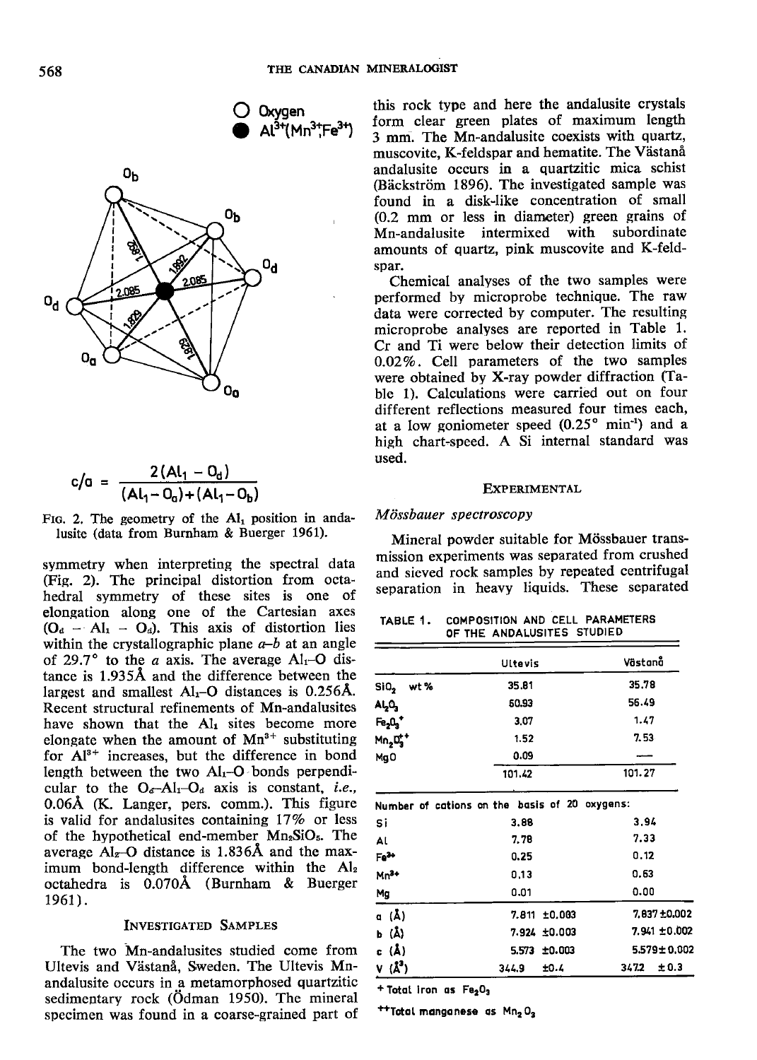$$c/a = \frac{2(Al_1 - O_d)}{(Al_1 - O_a) + (Al_1 - O_b)}$$

FIG. 2. The geometry of the $Al_1$ position in andalusite (data from Burnham & Buerger 1961).

symmetry when interpreting the spectral data (Fig. 2). The principal distortion from octahedral symmetry of these sites is one of elongation along one of the Cartesian axes ($O_d - Al_1 - O_d$). This axis of distortion lies within the crystallographic plane *a–b* at an angle of 29.7° to the *a* axis. The average $Al_1$–O distance is 1.935Å and the difference between the largest and smallest $Al_1$–O distances is 0.256Å. Recent structural refinements of Mn-andalusites have shown that the $Al_1$ sites become more elongate when the amount of $Mn^{3+}$ substituting for $Al^{3+}$ increases, but the difference in bond length between the two $Al_1$–O bonds perpendicular to the $O_d$–$Al_1$–$O_d$ axis is constant, *i.e.*, 0.06Å (K. Langer, pers. comm.). This figure is valid for andalusites containing 17% or less of the hypothetical end-member $Mn_2SiO_5$. The average $Al_2$–O distance is 1.836Å and the maximum bond-length difference within the $Al_2$ octahedra is 0.070Å (Burnham & Buerger 1961).

## INVESTIGATED SAMPLES

The two Mn-andalusites studied come from Ultevis and Västanå, Sweden. The Ultevis Mn-andalusite occurs in a metamorphosed quartzitic sedimentary rock (Ödman 1950). The mineral specimen was found in a coarse-grained part of this rock type and here the andalusite crystals form clear green plates of maximum length 3 mm. The Mn-andalusite coexists with quartz, muscovite, K-feldspar and hematite. The Västanå andalusite occurs in a quartzitic mica schist (Bäckström 1896). The investigated sample was found in a disk-like concentration of small (0.2 mm or less in diameter) green grains of Mn-andalusite intermixed with subordinate amounts of quartz, pink muscovite and K-feldspar.

Chemical analyses of the two samples were performed by microprobe technique. The raw data were corrected by computer. The resulting microprobe analyses are reported in Table 1. Cr and Ti were below their detection limits of 0.02%. Cell parameters of the two samples were obtained by X-ray powder diffraction (Table 1). Calculations were carried out on four different reflections measured four times each, at a low goniometer speed (0.25° $min^{-1}$) and a high chart-speed. A Si internal standard was used.

## EXPERIMENTAL

### *Mössbauer spectroscopy*

Mineral powder suitable for Mössbauer transmission experiments was separated from crushed and sieved rock samples by repeated centrifugal separation in heavy liquids. These separated

TABLE 1. COMPOSITION AND CELL PARAMETERS OF THE ANDALUSITES STUDIED

| | Ultevis | Västanå |
|---|---|---|
| $SiO_2$ wt % | 35.81 | 35.78 |
| $Al_2O_3$ | 60.93 | 56.49 |
| $Fe_2O_3$ + | 3.07 | 1.47 |
| $Mn_2O_3$ ++ | 1.52 | 7.53 |
| MgO | 0.09 | — |
| | 101.42 | 101.27 |
| Number of cations on the basis of 20 oxygens: | | |
| Si | 3.88 | 3.94 |
| Al | 7.78 | 7.33 |
| $Fe^{3+}$ | 0.25 | 0.12 |
| $Mn^{3+}$ | 0.13 | 0.63 |
| Mg | 0.01 | 0.00 |
| a (Å) | 7.811 ±0.003 | 7.837±0.002 |
| b (Å) | 7.924 ±0.003 | 7.941 ±0.002 |
| c (Å) | 5.573 ±0.003 | 5.579±0.002 |
| V ($Å^3$) | 344.9 ±0.4 | 347.2 ±0.3 |

\+ Total iron as $Fe_2O_3$

++ Total manganese as $Mn_2O_3$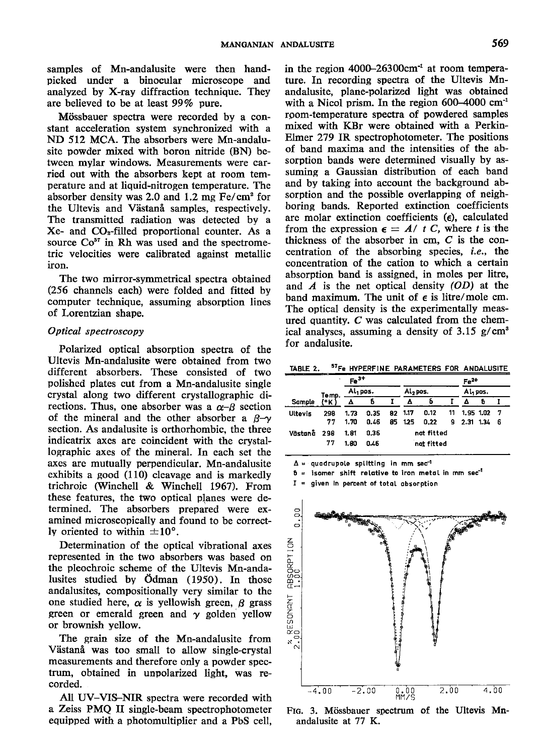samples of Mn-andalusite were then hand-picked under a binocular microscope and analyzed by X-ray diffraction technique. They are believed to be at least 99% pure.

Mössbauer spectra were recorded by a constant acceleration system synchronized with a ND 512 MCA. The absorbers were Mn-andalusite powder mixed with boron nitride (BN) between mylar windows. Measurements were carried out with the absorbers kept at room temperature and at liquid-nitrogen temperature. The absorber density was 2.0 and 1.2 mg Fe/cm² for the Ultevis and Västanå samples, respectively. The transmitted radiation was detected by a Xe- and $CO_2$-filled proportional counter. As a source $Co^{57}$ in Rh was used and the spectrometric velocities were calibrated against metallic iron.

The two mirror-symmetrical spectra obtained (256 channels each) were folded and fitted by computer technique, assuming absorption lines of Lorentzian shape.

### *Optical spectroscopy*

Polarized optical absorption spectra of the Ultevis Mn-andalusite were obtained from two different absorbers. These consisted of two polished plates cut from a Mn-andalusite single crystal along two different crystallographic directions. Thus, one absorber was a $\alpha$–$\beta$ section of the mineral and the other absorber a $\beta$–$\gamma$ section. As andalusite is orthorhombic, the three indicatrix axes are coincident with the crystallographic axes of the mineral. In each set the axes are mutually perpendicular. Mn-andalusite exhibits a good (110) cleavage and is markedly trichroic (Winchell & Winchell 1967). From these features, the two optical planes were determined. The absorbers prepared were examined microscopically and found to be correctly oriented to within ±10°.

Determination of the optical vibrational axes represented in the two absorbers was based on the pleochroic scheme of the Ultevis Mn-andalusites studied by Ödman (1950). In those andalusites, compositionally very similar to the one studied here, $\alpha$ is yellowish green, $\beta$ grass green or emerald green and $\gamma$ golden yellow or brownish yellow.

The grain size of the Mn-andalusite from Västanå was too small to allow single-crystal measurements and therefore only a powder spectrum, obtained in unpolarized light, was recorded.

All UV–VIS–NIR spectra were recorded with a Zeiss PMQ II single-beam spectrophotometer equipped with a photomultiplier and a PbS cell, in the region 4000–26300cm⁻¹ at room temperature. In recording spectra of the Ultevis Mn-andalusite, plane-polarized light was obtained with a Nicol prism. In the region 600–4000 cm⁻¹ room-temperature spectra of powdered samples mixed with KBr were obtained with a Perkin-Elmer 279 IR spectrophotometer. The positions of band maxima and the intensities of the absorption bands were determined visually by assuming a Gaussian distribution of each band and by taking into account the background absorption and the possible overlapping of neighboring bands. Reported extinction coefficients are molar extinction coefficients ($\epsilon$), calculated from the expression $\epsilon = A/\,t\,C$, where $t$ is the thickness of the absorber in cm, $C$ is the concentration of the absorbing species, *i.e.*, the concentration of the cation to which a certain absorption band is assigned, in moles per litre, and $A$ is the net optical density *(OD)* at the band maximum. The unit of $\epsilon$ is litre/mole cm. The optical density is the experimentally measured quantity. $C$ was calculated from the chemical analyses, assuming a density of 3.15 g/cm³ for andalusite.

TABLE 2. $^{57}Fe$ HYPERFINE PARAMETERS FOR ANDALUSITE

| | | $Fe^{3+}$ | | | | | | $Fe^{2+}$ | | |
|---|---|---|---|---|---|---|---|---|---|---|
| | | $Al_1$ pos. | | | $Al_2$ pos. | | | $Al_1$ pos. | | |
| Sample | Temp. (°K) | Δ | δ | I | Δ | δ | I | Δ | δ | I |
| Ultevis | 298 | 1.73 | 0.35 | 82 | 1.17 | 0.12 | 11 | 1.95 | 1.02 | 7 |
| | 77 | 1.70 | 0.46 | 85 | 1.25 | 0.22 | 9 | 2.31 | 1.34 | 6 |
| Västanå | 298 | 1.81 | 0.36 | | not fitted | | | | | |
| | 77 | 1.80 | 0.46 | | not fitted | | | | | |

Δ = quadrupole splitting in mm sec⁻¹
δ = isomer shift relative to iron metal in mm sec⁻¹
I = given in percent of total absorption

% RESONANT ABSORPTION
0.00
1.00
2.00
-4.00 -2.00 0.00 2.00 4.00
MM/S

FIG. 3. Mössbauer spectrum of the Ultevis Mn-andalusite at 77 K.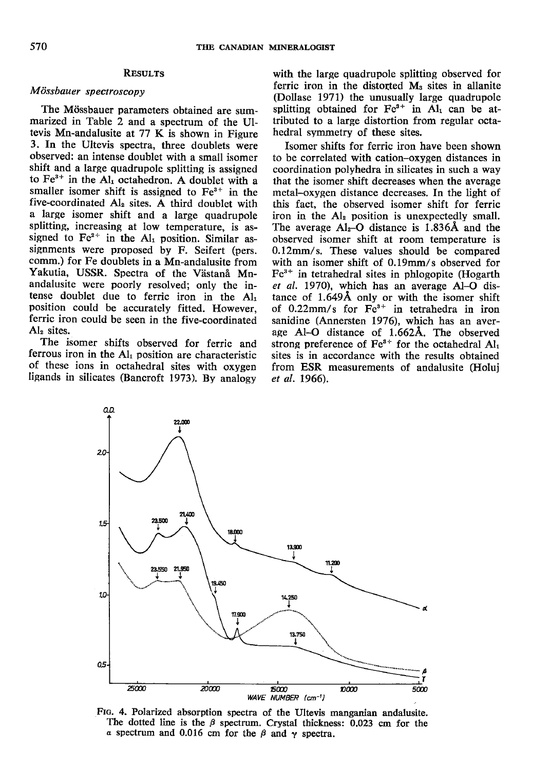## RESULTS

### *Mössbauer spectroscopy*

The Mössbauer parameters obtained are summarized in Table 2 and a spectrum of the Ultevis Mn-andalusite at 77 K is shown in Figure 3. In the Ultevis spectra, three doublets were observed: an intense doublet with a small isomer shift and a large quadrupole splitting is assigned to $Fe^{3+}$ in the $Al_1$ octahedron. A doublet with a smaller isomer shift is assigned to $Fe^{3+}$ in the five-coordinated $Al_2$ sites. A third doublet with a large isomer shift and a large quadrupole splitting, increasing at low temperature, is assigned to $Fe^{2+}$ in the $Al_1$ position. Similar assignments were proposed by F. Seifert (pers. comm.) for Fe doublets in a Mn-andalusite from Yakutia, USSR. Spectra of the Västanå Mn-andalusite were poorly resolved; only the intense doublet due to ferric iron in the $Al_1$ position could be accurately fitted. However, ferric iron could be seen in the five-coordinated $Al_2$ sites.

The isomer shifts observed for ferric and ferrous iron in the $Al_1$ position are characteristic of these ions in octahedral sites with oxygen ligands in silicates (Bancroft 1973). By analogy with the large quadrupole splitting observed for ferric iron in the distorted $M_3$ sites in allanite (Dollase 1971) the unusually large quadrupole splitting obtained for $Fe^{3+}$ in $Al_1$ can be attributed to a large distortion from regular octahedral symmetry of these sites.

Isomer shifts for ferric iron have been shown to be correlated with cation–oxygen distances in coordination polyhedra in silicates in such a way that the isomer shift decreases when the average metal–oxygen distance decreases. In the light of this fact, the observed isomer shift for ferric iron in the $Al_2$ position is unexpectedly small. The average $Al_2$–O distance is 1.836Å and the observed isomer shift at room temperature is 0.12mm/s. These values should be compared with an isomer shift of 0.19mm/s observed for $Fe^{3+}$ in tetrahedral sites in phlogopite (Hogarth *et al.* 1970), which has an average Al–O distance of 1.649Å only or with the isomer shift of 0.22mm/s for $Fe^{3+}$ in tetrahedra in iron sanidine (Annersten 1976), which has an average Al–O distance of 1.662Å. The observed strong preference of $Fe^{3+}$ for the octahedral $Al_1$ sites is in accordance with the results obtained from ESR measurements of andalusite (Holuj *et al.* 1966).

O.D.
2.0
1.5
1.0
0.5
22,000
23,500
21,400
18,000
13,900
11,200
23,550
21,950
19,450
14,250
17,900
13,750
α
β
γ
25000
20000
15000
10000
5000
WAVE NUMBER (cm⁻¹)

FIG. 4. Polarized absorption spectra of the Ultevis manganian andalusite. The dotted line is the $\beta$ spectrum. Crystal thickness: 0.023 cm for the $\alpha$ spectrum and 0.016 cm for the $\beta$ and $\gamma$ spectra.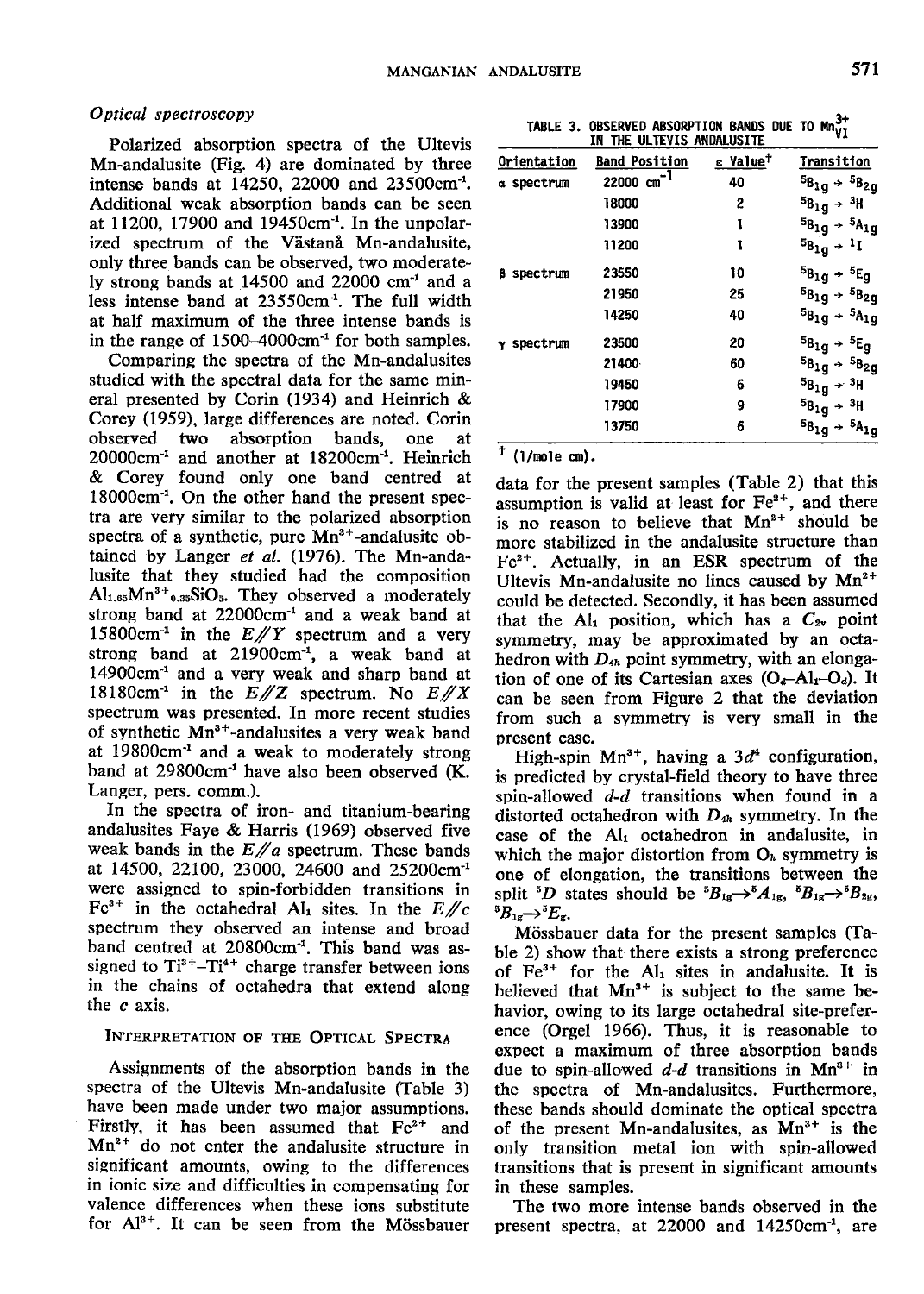### *Optical spectroscopy*

Polarized absorption spectra of the Ultevis Mn-andalusite (Fig. 4) are dominated by three intense bands at 14250, 22000 and 23500cm$^{-1}$. Additional weak absorption bands can be seen at 11200, 17900 and 19450cm$^{-1}$. In the unpolarized spectrum of the Västanå Mn-andalusite, only three bands can be observed, two moderately strong bands at 14500 and 22000 cm$^{-1}$ and a less intense band at 23550cm$^{-1}$. The full width at half maximum of the three intense bands is in the range of 1500–4000cm$^{-1}$ for both samples.

Comparing the spectra of the Mn-andalusites studied with the spectral data for the same mineral presented by Corin (1934) and Heinrich & Corey (1959), large differences are noted. Corin observed two absorption bands, one at 20000cm$^{-1}$ and another at 18200cm$^{-1}$. Heinrich & Corey found only one band centred at 18000cm$^{-1}$. On the other hand the present spectra are very similar to the polarized absorption spectra of a synthetic, pure $Mn^{3+}$-andalusite obtained by Langer *et al.* (1976). The Mn-andalusite that they studied had the composition $Al_{1.65}Mn^{3+}_{0.35}SiO_5$. They observed a moderately strong band at 22000cm$^{-1}$ and a weak band at 15800cm$^{-1}$ in the *E*//*Y* spectrum and a very strong band at 21900cm$^{-1}$, a weak band at 14900cm$^{-1}$ and a very weak and sharp band at 18180cm$^{-1}$ in the *E*//*Z* spectrum. No *E*//*X* spectrum was presented. In more recent studies of synthetic $Mn^{3+}$-andalusites a very weak band at 19800cm$^{-1}$ and a weak to moderately strong band at 29800cm$^{-1}$ have also been observed (K. Langer, pers. comm.).

In the spectra of iron- and titanium-bearing andalusites Faye & Harris (1969) observed five weak bands in the *E*//*a* spectrum. These bands at 14500, 22100, 23000, 24600 and 25200cm$^{-1}$ were assigned to spin-forbidden transitions in $Fe^{3+}$ in the octahedral $Al_1$ sites. In the *E*//*c* spectrum they observed an intense and broad band centred at 20800cm$^{-1}$. This band was assigned to $Ti^{3+}$–$Ti^{4+}$ charge transfer between ions in the chains of octahedra that extend along the *c* axis.

### Interpretation of the Optical Spectra

Assignments of the absorption bands in the spectra of the Ultevis Mn-andalusite (Table 3) have been made under two major assumptions. Firstly, it has been assumed that $Fe^{2+}$ and $Mn^{2+}$ do not enter the andalusite structure in significant amounts, owing to the differences in ionic size and difficulties in compensating for valence differences when these ions substitute for $Al^{3+}$. It can be seen from the Mössbauer

TABLE 3. OBSERVED ABSORPTION BANDS DUE TO $Mn^{3+}_{VI}$ IN THE ULTEVIS ANDALUSITE

| Orientation | Band Position | ε Value† | Transition |
|---|---|---|---|
| α spectrum | 22000 cm$^{-1}$ | 40 | $^5B_{1g} \rightarrow {}^5B_{2g}$ |
| | 18000 | 2 | $^5B_{1g} \rightarrow {}^3H$ |
| | 13900 | 1 | $^5B_{1g} \rightarrow {}^5A_{1g}$ |
| | 11200 | 1 | $^5B_{1g} \rightarrow {}^1I$ |
| β spectrum | 23550 | 10 | $^5B_{1g} \rightarrow {}^5E_g$ |
| | 21950 | 25 | $^5B_{1g} \rightarrow {}^5B_{2g}$ |
| | 14250 | 40 | $^5B_{1g} \rightarrow {}^5A_{1g}$ |
| γ spectrum | 23500 | 20 | $^5B_{1g} \rightarrow {}^5E_g$ |
| | 21400 | 60 | $^5B_{1g} \rightarrow {}^5B_{2g}$ |
| | 19450 | 6 | $^5B_{1g} \rightarrow {}^3H$ |
| | 17900 | 9 | $^5B_{1g} \rightarrow {}^3H$ |
| | 13750 | 6 | $^5B_{1g} \rightarrow {}^5A_{1g}$ |

† (l/mole cm).

data for the present samples (Table 2) that this assumption is valid at least for $Fe^{2+}$, and there is no reason to believe that $Mn^{2+}$ should be more stabilized in the andalusite structure than $Fe^{2+}$. Actually, in an ESR spectrum of the Ultevis Mn-andalusite no lines caused by $Mn^{2+}$ could be detected. Secondly, it has been assumed that the $Al_1$ position, which has a $C_{2v}$ point symmetry, may be approximated by an octahedron with $D_{4h}$ point symmetry, with an elongation of one of its Cartesian axes ($O_d$–$Al_1$–$O_d$). It can be seen from Figure 2 that the deviation from such a symmetry is very small in the present case.

High-spin $Mn^{3+}$, having a $3d^4$ configuration, is predicted by crystal-field theory to have three spin-allowed *d-d* transitions when found in a distorted octahedron with $D_{4h}$ symmetry. In the case of the $Al_1$ octahedron in andalusite, in which the major distortion from $O_h$ symmetry is one of elongation, the transitions between the split $^5D$ states should be $^5B_{1g} \rightarrow {}^5A_{1g}$, $^5B_{1g} \rightarrow {}^5B_{2g}$, $^5B_{1g} \rightarrow {}^5E_g$.

Mössbauer data for the present samples (Table 2) show that there exists a strong preference of $Fe^{3+}$ for the $Al_1$ sites in andalusite. It is believed that $Mn^{3+}$ is subject to the same behavior, owing to its large octahedral site-preference (Orgel 1966). Thus, it is reasonable to expect a maximum of three absorption bands due to spin-allowed *d-d* transitions in $Mn^{3+}$ in the spectra of Mn-andalusites. Furthermore, these bands should dominate the optical spectra of the present Mn-andalusites, as $Mn^{3+}$ is the only transition metal ion with spin-allowed transitions that is present in significant amounts in these samples.

The two more intense bands observed in the present spectra, at 22000 and 14250cm$^{-1}$, are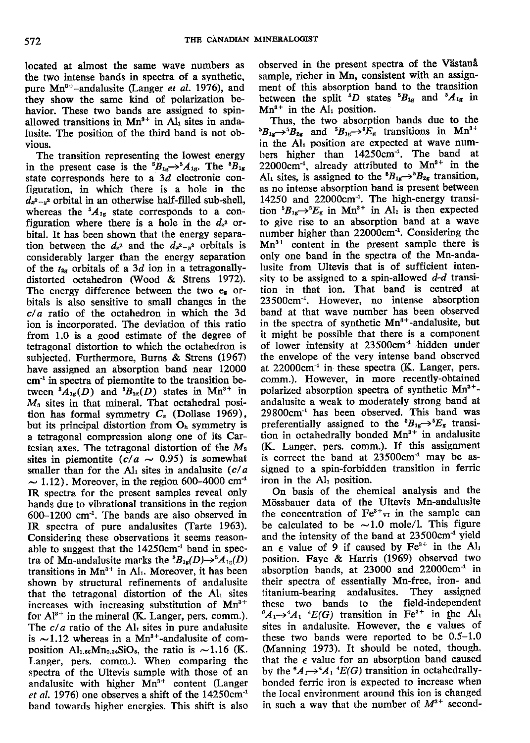located at almost the same wave numbers as the two intense bands in spectra of a synthetic, pure $Mn^{3+}$–andalusite (Langer *et al.* 1976), and they show the same kind of polarization behavior. These two bands are assigned to spin-allowed transitions in $Mn^{3+}$ in $Al_1$ sites in andalusite. The position of the third band is not obvious.

The transition representing the lowest energy in the present case is the ${}^5B_{1g} \rightarrow {}^5A_{1g}$. The ${}^5B_{1g}$ state corresponds here to a 3*d* electronic configuration, in which there is a hole in the $d_{x^2-y^2}$ orbital in an otherwise half-filled sub-shell, whereas the ${}^5A_{1g}$ state corresponds to a configuration where there is a hole in the $d_{z^2}$ orbital. It has been shown that the energy separation between the $d_{z^2}$ and the $d_{x^2-y^2}$ orbitals is considerably larger than the energy separation of the $t_{2g}$ orbitals of a 3*d* ion in a tetragonally-distorted octahedron (Wood & Strens 1972). The energy difference between the two $e_g$ orbitals is also sensitive to small changes in the *c/a* ratio of the octahedron in which the 3d ion is incorporated. The deviation of this ratio from 1.0 is a good estimate of the degree of tetragonal distortion to which the octahedron is subjected. Furthermore, Burns & Strens (1967) have assigned an absorption band near 12000 $cm^{-1}$ in spectra of piemontite to the transition between ${}^5A_{1g}(D)$ and ${}^5B_{1g}(D)$ states in $Mn^{3+}$ in $M_3$ sites in that mineral. That octahedral position has formal symmetry $C_s$ (Dollase 1969), but its principal distortion from $O_h$ symmetry is a tetragonal compression along one of its Cartesian axes. The tetragonal distortion of the $M_3$ sites in piemontite ($c/a \sim 0.95$) is somewhat smaller than for the $Al_1$ sites in andalusite ($c/a \sim 1.12$). Moreover, in the region 600–4000 $cm^{-1}$ IR spectra for the present samples reveal only bands due to vibrational transitions in the region 600–1200 $cm^{-1}$. The bands are also observed in IR spectra of pure andalusites (Tarte 1963). Considering these observations it seems reasonable to suggest that the 14250$cm^{-1}$ band in spectra of Mn-andalusite marks the ${}^5B_{1g}(D) \rightarrow {}^5A_{1g}(D)$ transitions in $Mn^{3+}$ in $Al_1$. Moreover, it has been shown by structural refinements of andalusite that the tetragonal distortion of the $Al_1$ sites increases with increasing substitution of $Mn^{3+}$ for $Al^{3+}$ in the mineral (K. Langer, pers. comm.). The *c/a* ratio of the $Al_1$ sites in pure andalusite is $\sim$1.12 whereas in a $Mn^{3+}$-andalusite of composition $Al_{1.66}Mn_{0.34}SiO_5$, the ratio is $\sim$1.16 (K. Langer, pers. comm.). When comparing the spectra of the Ultevis sample with those of an andalusite with higher $Mn^{3+}$ content (Langer *et al.* 1976) one observes a shift of the 14250$cm^{-1}$ band towards higher energies. This shift is also observed in the present spectra of the Västanå sample, richer in Mn, consistent with an assignment of this absorption band to the transition between the split ${}^5D$ states ${}^5B_{1g}$ and ${}^5A_{1g}$ in $Mn^{3+}$ in the $Al_1$ position.

Thus, the two absorption bands due to the ${}^5B_{1g} \rightarrow {}^5B_{2g}$ and ${}^5B_{1g} \rightarrow {}^5E_g$ transitions in $Mn^{3+}$ in the $Al_1$ position are expected at wave numbers higher than 14250$cm^{-1}$. The band at 22000$cm^{-1}$, already attributed to $Mn^{3+}$ in the $Al_1$ sites, is assigned to the ${}^5B_{1g} \rightarrow {}^5B_{2g}$ transition, as no intense absorption band is present between 14250 and 22000$cm^{-1}$. The high-energy transition ${}^5B_{1g} \rightarrow {}^5E_g$ in $Mn^{3+}$ in $Al_1$ is then expected to give rise to an absorption band at a wave number higher than 22000$cm^{-1}$. Considering the $Mn^{3+}$ content in the present sample there is only one band in the spectra of the Mn-andalusite from Ultevis that is of sufficient intensity to be assigned to a spin-allowed *d-d* transition in that ion. That band is centred at 23500$cm^{-1}$. However, no intense absorption band at that wave number has been observed in the spectra of synthetic $Mn^{3+}$-andalusite, but it might be possible that there is a component of lower intensity at 23500$cm^{-1}$ hidden under the envelope of the very intense band observed at 22000$cm^{-1}$ in these spectra (K. Langer, pers. comm.). However, in more recently-obtained polarized absorption spectra of synthetic $Mn^{3+}$-andalusite a weak to moderately strong band at 29800$cm^{-1}$ has been observed. This band was preferentially assigned to the ${}^5B_{1g} \rightarrow {}^5E_g$ transition in octahedrally bonded $Mn^{3+}$ in andalusite (K. Langer, pers. comm.). If this assignment is correct the band at 23500$cm^{-1}$ may be assigned to a spin-forbidden transition in ferric iron in the $Al_1$ position.

On basis of the chemical analysis and the Mössbauer data of the Ultevis Mn-andalusite the concentration of $Fe^{3+}{}_{VI}$ in the sample can be calculated to be $\sim$1.0 mole/l. This figure and the intensity of the band at 23500$cm^{-1}$ yield an $\epsilon$ value of 9 if caused by $Fe^{3+}$ in the $Al_1$ position. Faye & Harris (1969) observed two absorption bands, at 23000 and 22000$cm^{-1}$ in their spectra of essentially Mn-free, iron- and titanium-bearing andalusites. They assigned these two bands to the field-independent ${}^6A_1 \rightarrow {}^4A_1\ {}^4E(G)$ transition in $Fe^{3+}$ in the $Al_1$ sites in andalusite. However, the $\epsilon$ values of these two bands were reported to be 0.5–1.0 (Manning 1973). It should be noted, though, that the $\epsilon$ value for an absorption band caused by the ${}^6A_1 \rightarrow {}^4A_1\ {}^4E(G)$ transition in octahedrally-bonded ferric iron is expected to increase when the local environment around this ion is changed in such a way that the number of $M^{3+}$ second-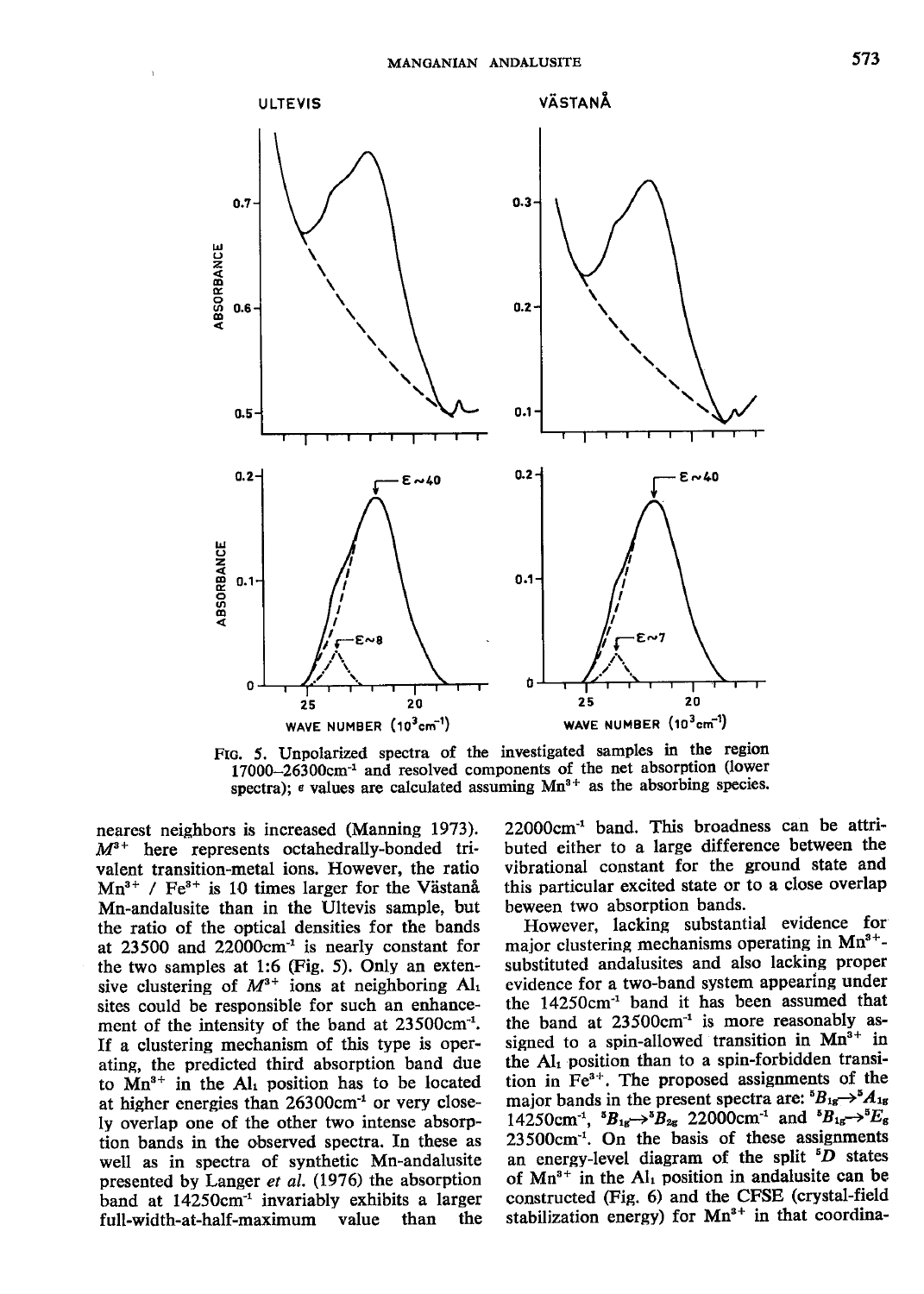ULTEVIS

VÄSTANÅ

ABSORBANCE

0.7

0.6

0.5

0.3

0.2

0.1

ABSORBANCE

0.2

0.1

0

ε~40

ε~8

ε~40

ε~7

25

20

WAVE NUMBER ($10^3 cm^{-1}$)

25

20

WAVE NUMBER ($10^3 cm^{-1}$)

FIG. 5. Unpolarized spectra of the investigated samples in the region 17000–26300cm$^{-1}$ and resolved components of the net absorption (lower spectra); ε values are calculated assuming $Mn^{3+}$ as the absorbing species.

nearest neighbors is increased (Manning 1973). $M^{3+}$ here represents octahedrally-bonded trivalent transition-metal ions. However, the ratio $Mn^{3+}$ / $Fe^{3+}$ is 10 times larger for the Västanå Mn-andalusite than in the Ultevis sample, but the ratio of the optical densities for the bands at 23500 and 22000cm$^{-1}$ is nearly constant for the two samples at 1:6 (Fig. 5). Only an extensive clustering of $M^{3+}$ ions at neighboring $Al_1$ sites could be responsible for such an enhancement of the intensity of the band at 23500cm$^{-1}$. If a clustering mechanism of this type is operating, the predicted third absorption band due to $Mn^{3+}$ in the $Al_1$ position has to be located at higher energies than 26300cm$^{-1}$ or very closely overlap one of the other two intense absorption bands in the observed spectra. In these as well as in spectra of synthetic Mn-andalusite presented by Langer *et al.* (1976) the absorption band at 14250cm$^{-1}$ invariably exhibits a larger full-width-at-half-maximum value than the 22000cm$^{-1}$ band. This broadness can be attributed either to a large difference between the vibrational constant for the ground state and this particular excited state or to a close overlap beween two absorption bands.

However, lacking substantial evidence for major clustering mechanisms operating in $Mn^{3+}$-substituted andalusites and also lacking proper evidence for a two-band system appearing under the 14250cm$^{-1}$ band it has been assumed that the band at 23500cm$^{-1}$ is more reasonably assigned to a spin-allowed transition in $Mn^{3+}$ in the $Al_1$ position than to a spin-forbidden transition in $Fe^{3+}$. The proposed assignments of the major bands in the present spectra are: $^5B_{1g} \rightarrow {}^5A_{1g}$ 14250cm$^{-1}$, $^5B_{1g} \rightarrow {}^5B_{2g}$ 22000cm$^{-1}$ and $^5B_{1g} \rightarrow {}^5E_g$ 23500cm$^{-1}$. On the basis of these assignments an energy-level diagram of the split $^5D$ states of $Mn^{3+}$ in the $Al_1$ position in andalusite can be constructed (Fig. 6) and the CFSE (crystal-field stabilization energy) for $Mn^{3+}$ in that coordina-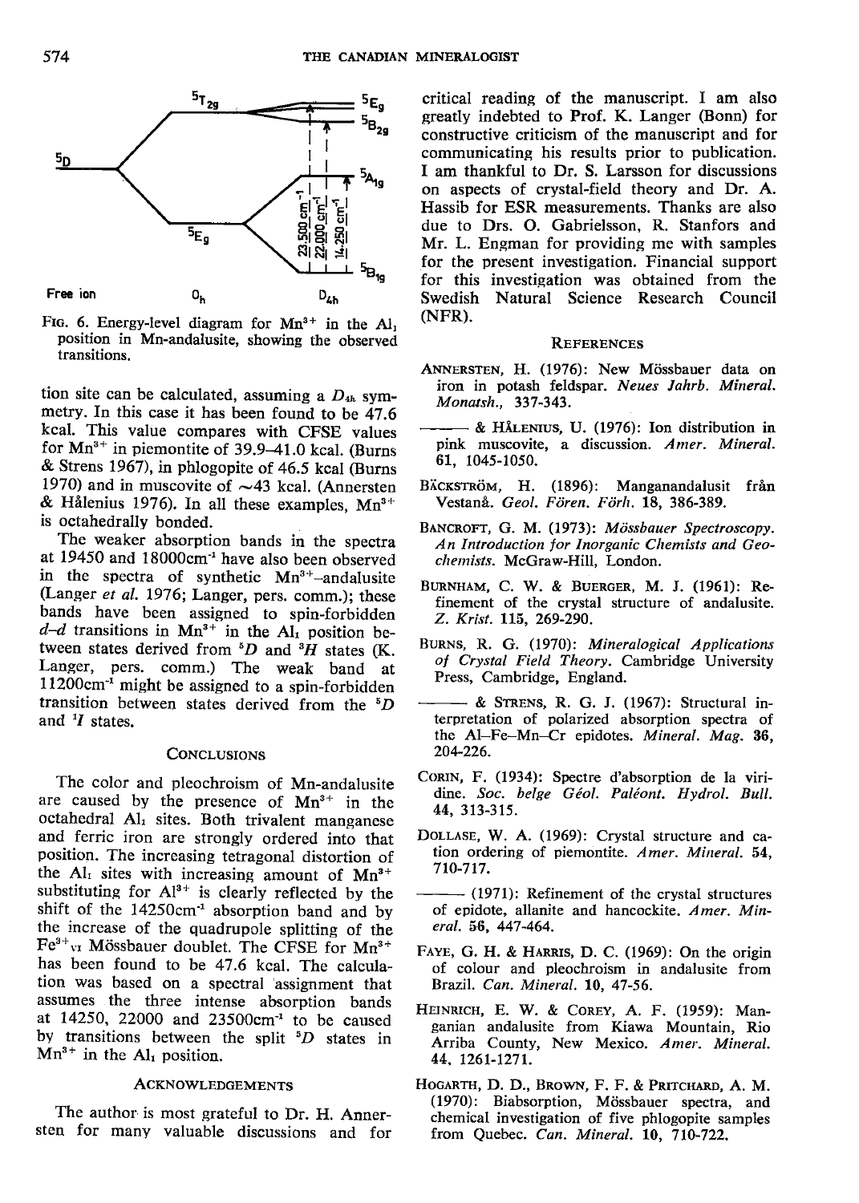$^5T_{2g}$

$^5E_g$

$^5B_{2g}$

$^5D$

$^5A_{1g}$

$^5E_g$

23 500 cm$^{-1}$

22 000 cm$^{-1}$

14 250 cm$^{-1}$

$^5B_{1g}$

Free ion

$O_h$

$D_{4h}$

FIG. 6. Energy-level diagram for $Mn^{3+}$ in the $Al_I$ position in Mn-andalusite, showing the observed transitions.

tion site can be calculated, assuming a $D_{4h}$ symmetry. In this case it has been found to be 47.6 kcal. This value compares with CFSE values for $Mn^{3+}$ in piemontite of 39.9–41.0 kcal. (Burns & Strens 1967), in phlogopite of 46.5 kcal (Burns 1970) and in muscovite of ~43 kcal. (Annersten & Hålenius 1976). In all these examples, $Mn^{3+}$ is octahedrally bonded.

The weaker absorption bands in the spectra at 19450 and 18000cm$^{-1}$ have also been observed in the spectra of synthetic $Mn^{3+}$–andalusite (Langer *et al.* 1976; Langer, pers. comm.); these bands have been assigned to spin-forbidden *d–d* transitions in $Mn^{3+}$ in the $Al_I$ position between states derived from $^5D$ and $^3H$ states (K. Langer, pers. comm.) The weak band at 11200cm$^{-1}$ might be assigned to a spin-forbidden transition between states derived from the $^5D$ and $^1I$ states.

## CONCLUSIONS

The color and pleochroism of Mn-andalusite are caused by the presence of $Mn^{3+}$ in the octahedral $Al_I$ sites. Both trivalent manganese and ferric iron are strongly ordered into that position. The increasing tetragonal distortion of the $Al_I$ sites with increasing amount of $Mn^{3+}$ substituting for $Al^{3+}$ is clearly reflected by the shift of the 14250cm$^{-1}$ absorption band and by the increase of the quadrupole splitting of the $Fe^{3+}_{VI}$ Mössbauer doublet. The CFSE for $Mn^{3+}$ has been found to be 47.6 kcal. The calculation was based on a spectral assignment that assumes the three intense absorption bands at 14250, 22000 and 23500cm$^{-1}$ to be caused by transitions between the split $^5D$ states in $Mn^{3+}$ in the $Al_I$ position.

## ACKNOWLEDGEMENTS

The author is most grateful to Dr. H. Annersten for many valuable discussions and for critical reading of the manuscript. I am also greatly indebted to Prof. K. Langer (Bonn) for constructive criticism of the manuscript and for communicating his results prior to publication. I am thankful to Dr. S. Larsson for discussions on aspects of crystal-field theory and Dr. A. Hassib for ESR measurements. Thanks are also due to Drs. O. Gabrielsson, R. Stanfors and Mr. L. Engman for providing me with samples for the present investigation. Financial support for this investigation was obtained from the Swedish Natural Science Research Council (NFR).

## REFERENCES

ANNERSTEN, H. (1976): New Mössbauer data on iron in potash feldspar. *Neues Jahrb. Mineral. Monatsh.*, 337-343.

——— & HÅLENIUS, U. (1976): Ion distribution in pink muscovite, a discussion. *Amer. Mineral.* **61**, 1045-1050.

BÄCKSTRÖM, H. (1896): Manganandalusit från Vestanå. *Geol. Fören. Förh.* **18**, 386-389.

BANCROFT, G. M. (1973): *Mössbauer Spectroscopy. An Introduction for Inorganic Chemists and Geochemists.* McGraw-Hill, London.

BURNHAM, C. W. & BUERGER, M. J. (1961): Refinement of the crystal structure of andalusite. *Z. Krist.* **115**, 269-290.

BURNS, R. G. (1970): *Mineralogical Applications of Crystal Field Theory.* Cambridge University Press, Cambridge, England.

——— & STRENS, R. G. J. (1967): Structural interpretation of polarized absorption spectra of the Al–Fe–Mn–Cr epidotes. *Mineral. Mag.* **36**, 204-226.

CORIN, F. (1934): Spectre d'absorption de la viridine. *Soc. belge Géol. Paléont. Hydrol. Bull.* **44**, 313-315.

DOLLASE, W. A. (1969): Crystal structure and cation ordering of piemontite. *Amer. Mineral.* **54**, 710-717.

——— (1971): Refinement of the crystal structures of epidote, allanite and hancockite. *Amer. Mineral.* **56**, 447-464.

FAYE, G. H. & HARRIS, D. C. (1969): On the origin of colour and pleochroism in andalusite from Brazil. *Can. Mineral.* **10**, 47-56.

HEINRICH, E. W. & COREY, A. F. (1959): Manganian andalusite from Kiawa Mountain, Rio Arriba County, New Mexico. *Amer. Mineral.* **44**, 1261-1271.

HOGARTH, D. D., BROWN, F. F. & PRITCHARD, A. M. (1970): Biabsorption, Mössbauer spectra, and chemical investigation of five phlogopite samples from Quebec. *Can. Mineral.* **10**, 710-722.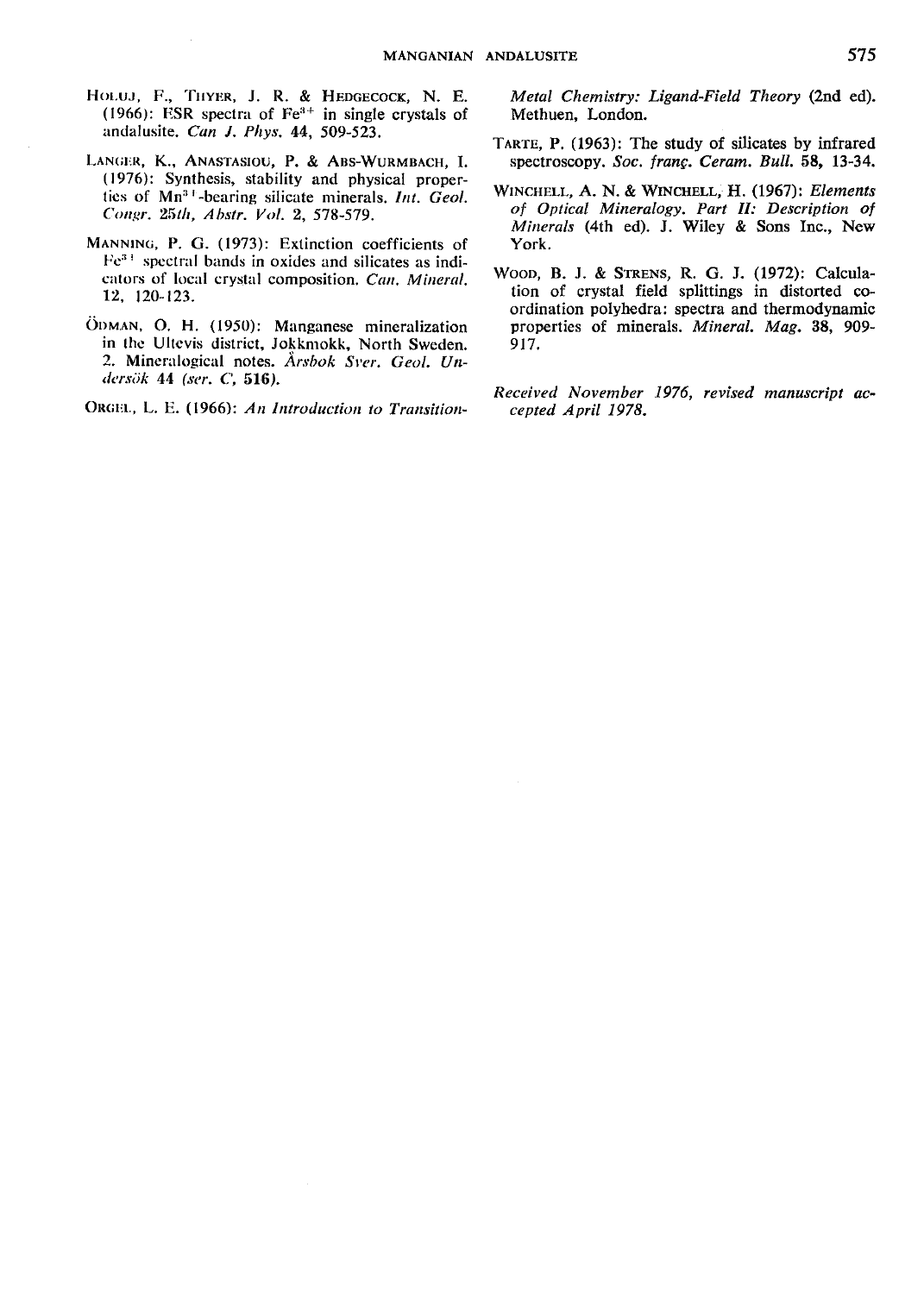HOLUJ, F., THYER, J. R. & HEDGECOCK, N. E. (1966): ESR spectra of $Fe^{3+}$ in single crystals of andalusite. *Can J. Phys.* **44**, 509-523.

LANGER, K., ANASTASIOU, P. & ABS-WURMBACH, I. (1976): Synthesis, stability and physical properties of $Mn^{3+}$-bearing silicate minerals. *Int. Geol. Congr. 25th, Abstr. Vol.* 2, 578-579.

MANNING, P. G. (1973): Extinction coefficients of $Fe^{3+}$ spectral bands in oxides and silicates as indicators of local crystal composition. *Can. Mineral.* **12**, 120-123.

ÖDMAN, O. H. (1950): Manganese mineralization in the Ultevis district, Jokkmokk, North Sweden. 2. Mineralogical notes. *Årsbok Sver. Geol. Undersök* **44** *(ser. C,* **516***).*

ORGEL, L. E. (1966): *An Introduction to Transition-Metal Chemistry: Ligand-Field Theory* (2nd ed). Methuen, London.

TARTE, P. (1963): The study of silicates by infrared spectroscopy. *Soc. franç. Ceram. Bull.* **58**, 13-34.

WINCHELL, A. N. & WINCHELL, H. (1967): *Elements of Optical Mineralogy. Part II: Description of Minerals* (4th ed). J. Wiley & Sons Inc., New York.

WOOD, B. J. & STRENS, R. G. J. (1972): Calculation of crystal field splittings in distorted coordination polyhedra: spectra and thermodynamic properties of minerals. *Mineral. Mag.* **38**, 909-917.

*Received November 1976, revised manuscript accepted April 1978.*